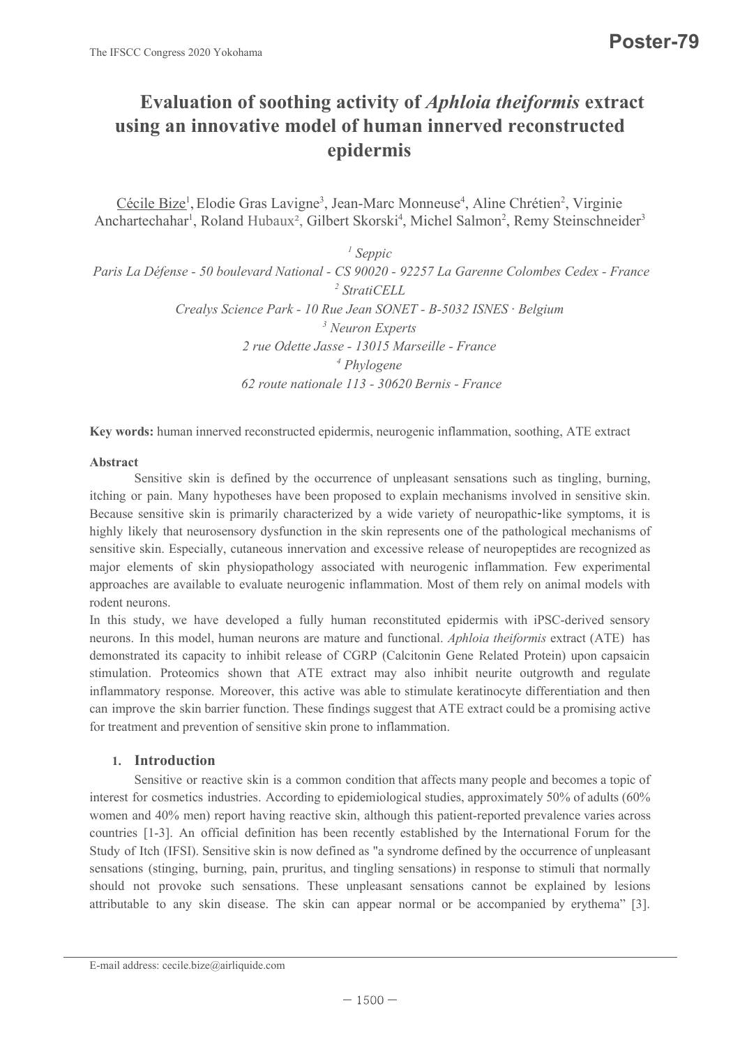# Evaluation of soothing activity of *Aphloia theiformis* extract using an innovative model of human innerved reconstructed epidermis

Cécile Bize[1], Elodie Gras Lavigne[3], Jean-Marc Monneuse[4], Aline Chrétien[2], Virginie Anchartechahar[1], Roland Hubaux[2], Gilbert Skorski[4], Michel Salmon[2], Remy Steinschneider[3]

[1] *Seppic*
*Paris La Défense - 50 boulevard National - CS 90020 - 92257 La Garenne Colombes Cedex - France*
[2] *StratiCELL*
*Crealys Science Park - 10 Rue Jean SONET - B-5032 ISNES · Belgium*
[3] *Neuron Experts*
*2 rue Odette Jasse - 13015 Marseille - France*
[4] *Phylogene*
*62 route nationale 113 - 30620 Bernis - France*

**Key words:** human innerved reconstructed epidermis, neurogenic inflammation, soothing, ATE extract

**Abstract**

Sensitive skin is defined by the occurrence of unpleasant sensations such as tingling, burning, itching or pain. Many hypotheses have been proposed to explain mechanisms involved in sensitive skin. Because sensitive skin is primarily characterized by a wide variety of neuropathic-like symptoms, it is highly likely that neurosensory dysfunction in the skin represents one of the pathological mechanisms of sensitive skin. Especially, cutaneous innervation and excessive release of neuropeptides are recognized as major elements of skin physiopathology associated with neurogenic inflammation. Few experimental approaches are available to evaluate neurogenic inflammation. Most of them rely on animal models with rodent neurons.

In this study, we have developed a fully human reconstituted epidermis with iPSC-derived sensory neurons. In this model, human neurons are mature and functional. *Aphloia theiformis* extract (ATE) has demonstrated its capacity to inhibit release of CGRP (Calcitonin Gene Related Protein) upon capsaicin stimulation. Proteomics shown that ATE extract may also inhibit neurite outgrowth and regulate inflammatory response. Moreover, this active was able to stimulate keratinocyte differentiation and then can improve the skin barrier function. These findings suggest that ATE extract could be a promising active for treatment and prevention of sensitive skin prone to inflammation.

## 1. Introduction

Sensitive or reactive skin is a common condition that affects many people and becomes a topic of interest for cosmetics industries. According to epidemiological studies, approximately 50% of adults (60% women and 40% men) report having reactive skin, although this patient-reported prevalence varies across countries [1-3]. An official definition has been recently established by the International Forum for the Study of Itch (IFSI). Sensitive skin is now defined as "a syndrome defined by the occurrence of unpleasant sensations (stinging, burning, pain, pruritus, and tingling sensations) in response to stimuli that normally should not provoke such sensations. These unpleasant sensations cannot be explained by lesions attributable to any skin disease. The skin can appear normal or be accompanied by erythema" [3].

E-mail address: cecile.bize@airliquide.com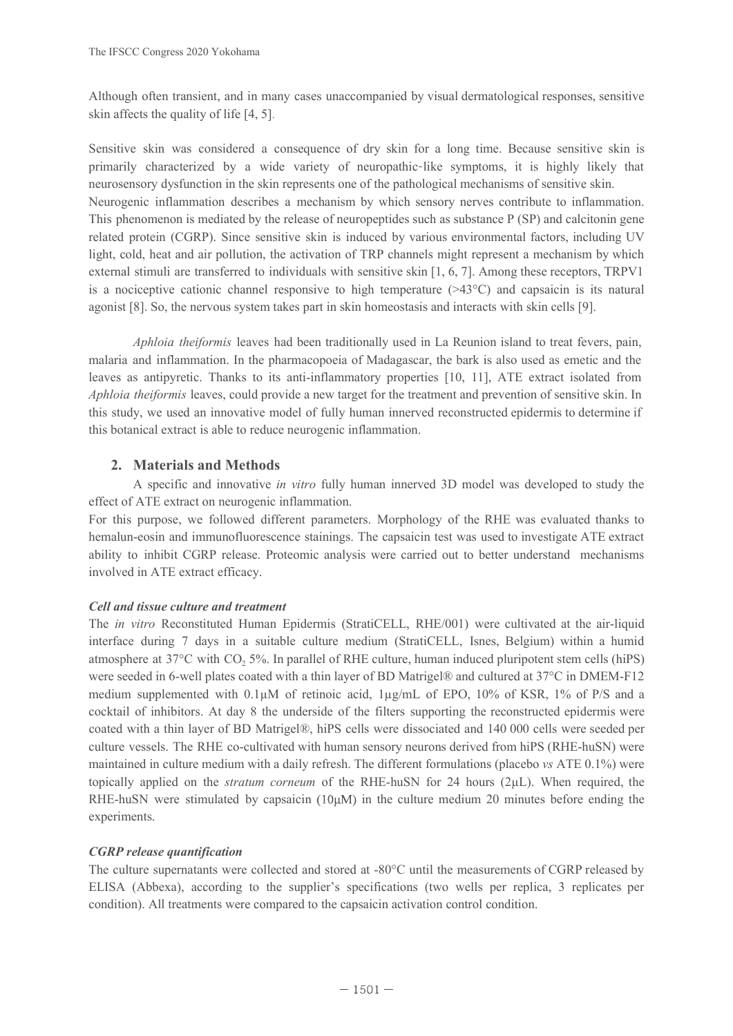Although often transient, and in many cases unaccompanied by visual dermatological responses, sensitive skin affects the quality of life [4, 5].

Sensitive skin was considered a consequence of dry skin for a long time. Because sensitive skin is primarily characterized by a wide variety of neuropathic-like symptoms, it is highly likely that neurosensory dysfunction in the skin represents one of the pathological mechanisms of sensitive skin.
Neurogenic inflammation describes a mechanism by which sensory nerves contribute to inflammation. This phenomenon is mediated by the release of neuropeptides such as substance P (SP) and calcitonin gene related protein (CGRP). Since sensitive skin is induced by various environmental factors, including UV light, cold, heat and air pollution, the activation of TRP channels might represent a mechanism by which external stimuli are transferred to individuals with sensitive skin [1, 6, 7]. Among these receptors, TRPV1 is a nociceptive cationic channel responsive to high temperature (>43°C) and capsaicin is its natural agonist [8]. So, the nervous system takes part in skin homeostasis and interacts with skin cells [9].

*Aphloia theiformis* leaves had been traditionally used in La Reunion island to treat fevers, pain, malaria and inflammation. In the pharmacopoeia of Madagascar, the bark is also used as emetic and the leaves as antipyretic. Thanks to its anti-inflammatory properties [10, 11], ATE extract isolated from *Aphloia theiformis* leaves, could provide a new target for the treatment and prevention of sensitive skin. In this study, we used an innovative model of fully human innerved reconstructed epidermis to determine if this botanical extract is able to reduce neurogenic inflammation.

## 2. Materials and Methods

A specific and innovative *in vitro* fully human innerved 3D model was developed to study the effect of ATE extract on neurogenic inflammation.
For this purpose, we followed different parameters. Morphology of the RHE was evaluated thanks to hemalun-eosin and immunofluorescence stainings. The capsaicin test was used to investigate ATE extract ability to inhibit CGRP release. Proteomic analysis were carried out to better understand mechanisms involved in ATE extract efficacy.

### *Cell and tissue culture and treatment*

The *in vitro* Reconstituted Human Epidermis (StratiCELL, RHE/001) were cultivated at the air-liquid interface during 7 days in a suitable culture medium (StratiCELL, Isnes, Belgium) within a humid atmosphere at 37°C with $CO_2$ 5%. In parallel of RHE culture, human induced pluripotent stem cells (hiPS) were seeded in 6-well plates coated with a thin layer of BD Matrigel® and cultured at 37°C in DMEM-F12 medium supplemented with 0.1µM of retinoic acid, 1µg/mL of EPO, 10% of KSR, 1% of P/S and a cocktail of inhibitors. At day 8 the underside of the filters supporting the reconstructed epidermis were coated with a thin layer of BD Matrigel®, hiPS cells were dissociated and 140 000 cells were seeded per culture vessels. The RHE co-cultivated with human sensory neurons derived from hiPS (RHE-huSN) were maintained in culture medium with a daily refresh. The different formulations (placebo *vs* ATE 0.1%) were topically applied on the *stratum corneum* of the RHE-huSN for 24 hours (2µL). When required, the RHE-huSN were stimulated by capsaicin (10µM) in the culture medium 20 minutes before ending the experiments.

### *CGRP release quantification*

The culture supernatants were collected and stored at -80°C until the measurements of CGRP released by ELISA (Abbexa), according to the supplier's specifications (two wells per replica, 3 replicates per condition). All treatments were compared to the capsaicin activation control condition.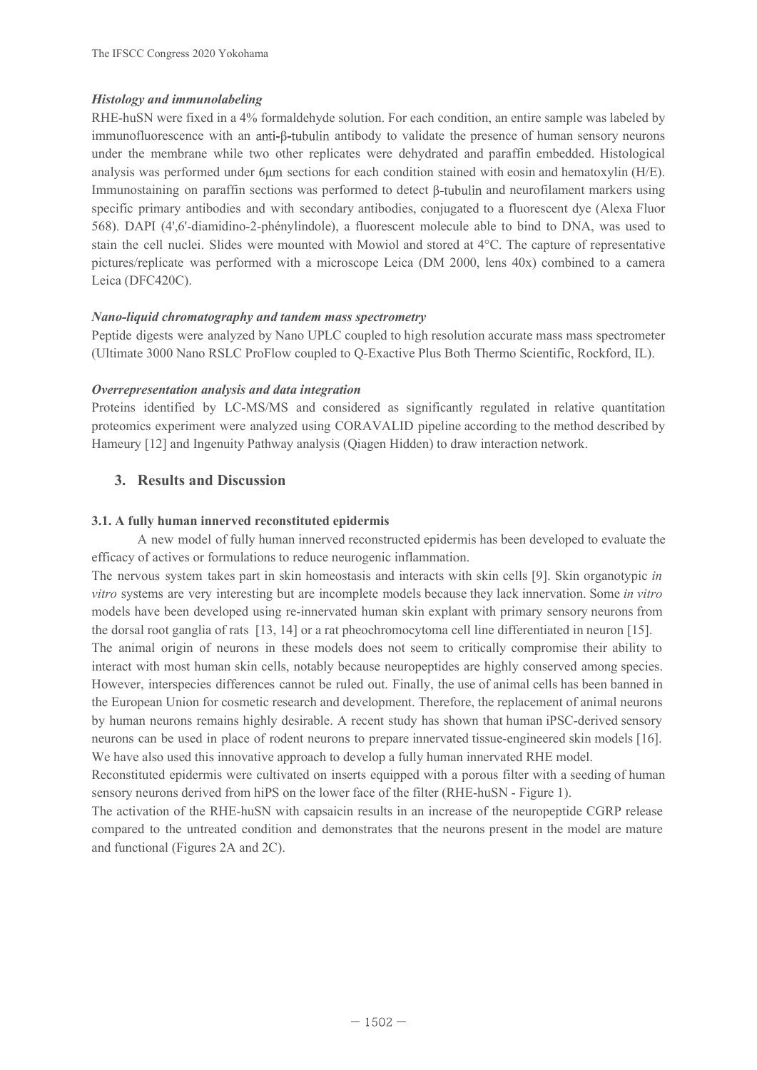### *Histology and immunolabeling*

RHE-huSN were fixed in a 4% formaldehyde solution. For each condition, an entire sample was labeled by immunofluorescence with an anti-β-tubulin antibody to validate the presence of human sensory neurons under the membrane while two other replicates were dehydrated and paraffin embedded. Histological analysis was performed under 6μm sections for each condition stained with eosin and hematoxylin (H/E). Immunostaining on paraffin sections was performed to detect β-tubulin and neurofilament markers using specific primary antibodies and with secondary antibodies, conjugated to a fluorescent dye (Alexa Fluor 568). DAPI (4',6'-diamidino-2-phénylindole), a fluorescent molecule able to bind to DNA, was used to stain the cell nuclei. Slides were mounted with Mowiol and stored at 4°C. The capture of representative pictures/replicate was performed with a microscope Leica (DM 2000, lens 40x) combined to a camera Leica (DFC420C).

### *Nano-liquid chromatography and tandem mass spectrometry*

Peptide digests were analyzed by Nano UPLC coupled to high resolution accurate mass mass spectrometer (Ultimate 3000 Nano RSLC ProFlow coupled to Q-Exactive Plus Both Thermo Scientific, Rockford, IL).

### *Overrepresentation analysis and data integration*

Proteins identified by LC-MS/MS and considered as significantly regulated in relative quantitation proteomics experiment were analyzed using CORAVALID pipeline according to the method described by Hameury [12] and Ingenuity Pathway analysis (Qiagen Hidden) to draw interaction network.

## 3. Results and Discussion

### 3.1. A fully human innerved reconstituted epidermis

A new model of fully human innerved reconstructed epidermis has been developed to evaluate the efficacy of actives or formulations to reduce neurogenic inflammation.

The nervous system takes part in skin homeostasis and interacts with skin cells [9]. Skin organotypic *in vitro* systems are very interesting but are incomplete models because they lack innervation. Some *in vitro* models have been developed using re-innervated human skin explant with primary sensory neurons from the dorsal root ganglia of rats [13, 14] or a rat pheochromocytoma cell line differentiated in neuron [15].

The animal origin of neurons in these models does not seem to critically compromise their ability to interact with most human skin cells, notably because neuropeptides are highly conserved among species. However, interspecies differences cannot be ruled out. Finally, the use of animal cells has been banned in the European Union for cosmetic research and development. Therefore, the replacement of animal neurons by human neurons remains highly desirable. A recent study has shown that human iPSC-derived sensory neurons can be used in place of rodent neurons to prepare innervated tissue-engineered skin models [16]. We have also used this innovative approach to develop a fully human innervated RHE model.

Reconstituted epidermis were cultivated on inserts equipped with a porous filter with a seeding of human sensory neurons derived from hiPS on the lower face of the filter (RHE-huSN - Figure 1).

The activation of the RHE-huSN with capsaicin results in an increase of the neuropeptide CGRP release compared to the untreated condition and demonstrates that the neurons present in the model are mature and functional (Figures 2A and 2C).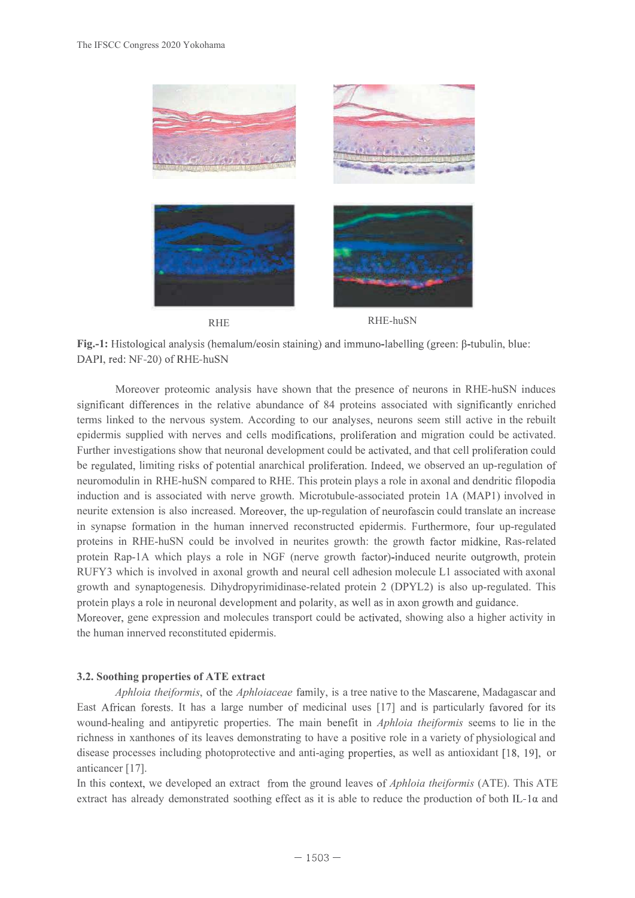RHE RHE-huSN

**Fig.-1:** Histological analysis (hemalum/eosin staining) and immuno-labelling (green: β-tubulin, blue: DAPI, red: NF-20) of RHE-huSN

Moreover proteomic analysis have shown that the presence of neurons in RHE-huSN induces significant differences in the relative abundance of 84 proteins associated with significantly enriched terms linked to the nervous system. According to our analyses, neurons seem still active in the rebuilt epidermis supplied with nerves and cells modifications, proliferation and migration could be activated. Further investigations show that neuronal development could be activated, and that cell proliferation could be regulated, limiting risks of potential anarchical proliferation. Indeed, we observed an up-regulation of neuromodulin in RHE-huSN compared to RHE. This protein plays a role in axonal and dendritic filopodia induction and is associated with nerve growth. Microtubule-associated protein 1A (MAP1) involved in neurite extension is also increased. Moreover, the up-regulation of neurofascin could translate an increase in synapse formation in the human innerved reconstructed epidermis. Furthermore, four up-regulated proteins in RHE-huSN could be involved in neurites growth: the growth factor midkine, Ras-related protein Rap-1A which plays a role in NGF (nerve growth factor)-induced neurite outgrowth, protein RUFY3 which is involved in axonal growth and neural cell adhesion molecule L1 associated with axonal growth and synaptogenesis. Dihydropyrimidinase-related protein 2 (DPYL2) is also up-regulated. This protein plays a role in neuronal development and polarity, as well as in axon growth and guidance.
Moreover, gene expression and molecules transport could be activated, showing also a higher activity in the human innerved reconstituted epidermis.

### 3.2. Soothing properties of ATE extract

*Aphloia theiformis*, of the *Aphloiaceae* family, is a tree native to the Mascarene, Madagascar and East African forests. It has a large number of medicinal uses [17] and is particularly favored for its wound-healing and antipyretic properties. The main benefit in *Aphloia theiformis* seems to lie in the richness in xanthones of its leaves demonstrating to have a positive role in a variety of physiological and disease processes including photoprotective and anti-aging properties, as well as antioxidant [18, 19], or anticancer [17].
In this context, we developed an extract from the ground leaves of *Aphloia theiformis* (ATE). This ATE extract has already demonstrated soothing effect as it is able to reduce the production of both IL-1α and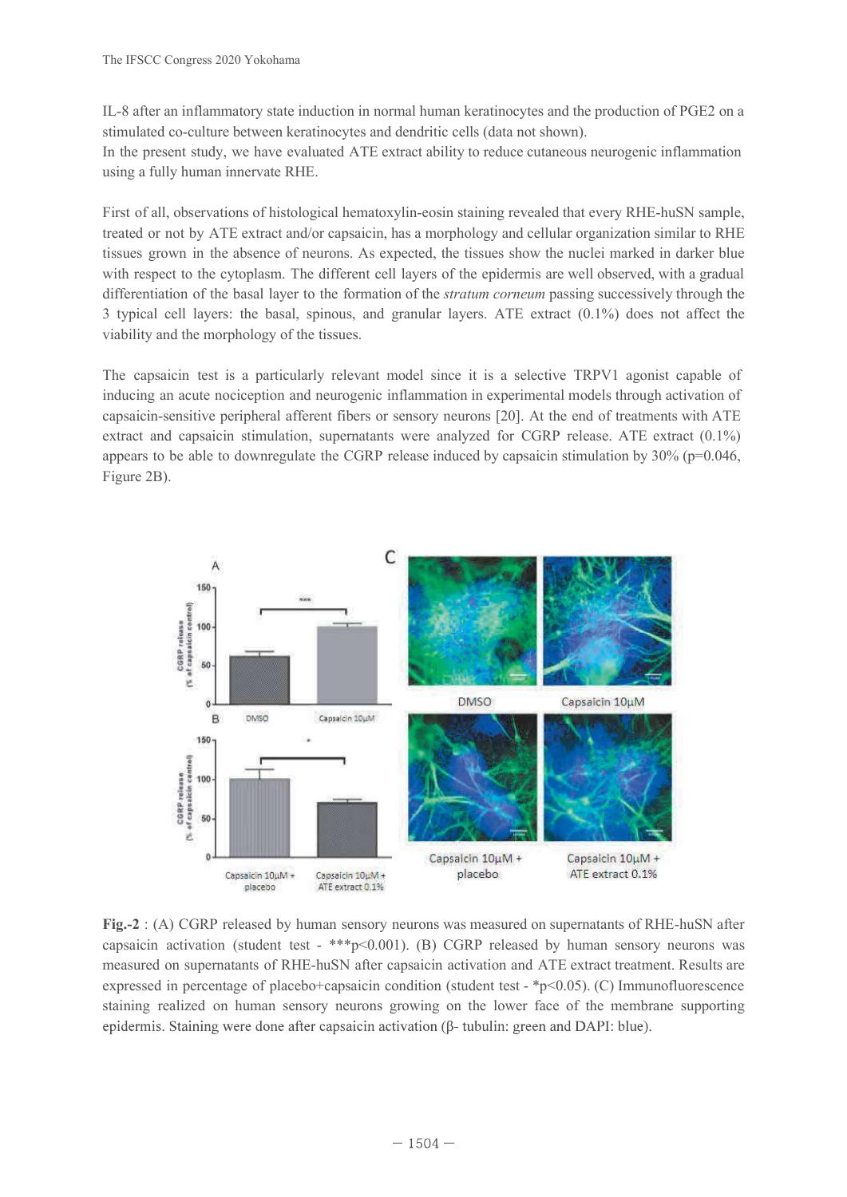IL-8 after an inflammatory state induction in normal human keratinocytes and the production of PGE2 on a stimulated co-culture between keratinocytes and dendritic cells (data not shown).
In the present study, we have evaluated ATE extract ability to reduce cutaneous neurogenic inflammation using a fully human innervate RHE.

First of all, observations of histological hematoxylin-eosin staining revealed that every RHE-huSN sample, treated or not by ATE extract and/or capsaicin, has a morphology and cellular organization similar to RHE tissues grown in the absence of neurons. As expected, the tissues show the nuclei marked in darker blue with respect to the cytoplasm. The different cell layers of the epidermis are well observed, with a gradual differentiation of the basal layer to the formation of the *stratum corneum* passing successively through the 3 typical cell layers: the basal, spinous, and granular layers. ATE extract (0.1%) does not affect the viability and the morphology of the tissues.

The capsaicin test is a particularly relevant model since it is a selective TRPV1 agonist capable of inducing an acute nociception and neurogenic inflammation in experimental models through activation of capsaicin-sensitive peripheral afferent fibers or sensory neurons [20]. At the end of treatments with ATE extract and capsaicin stimulation, supernatants were analyzed for CGRP release. ATE extract (0.1%) appears to be able to downregulate the CGRP release induced by capsaicin stimulation by 30% ($p=0.046$, Figure 2B).

**Fig.-2** : (A) CGRP released by human sensory neurons was measured on supernatants of RHE-huSN after capsaicin activation (student test - ***$p<0.001$). (B) CGRP released by human sensory neurons was measured on supernatants of RHE-huSN after capsaicin activation and ATE extract treatment. Results are expressed in percentage of placebo+capsaicin condition (student test - *$p<0.05$). (C) Immunofluorescence staining realized on human sensory neurons growing on the lower face of the membrane supporting epidermis. Staining were done after capsaicin activation (β- tubulin: green and DAPI: blue).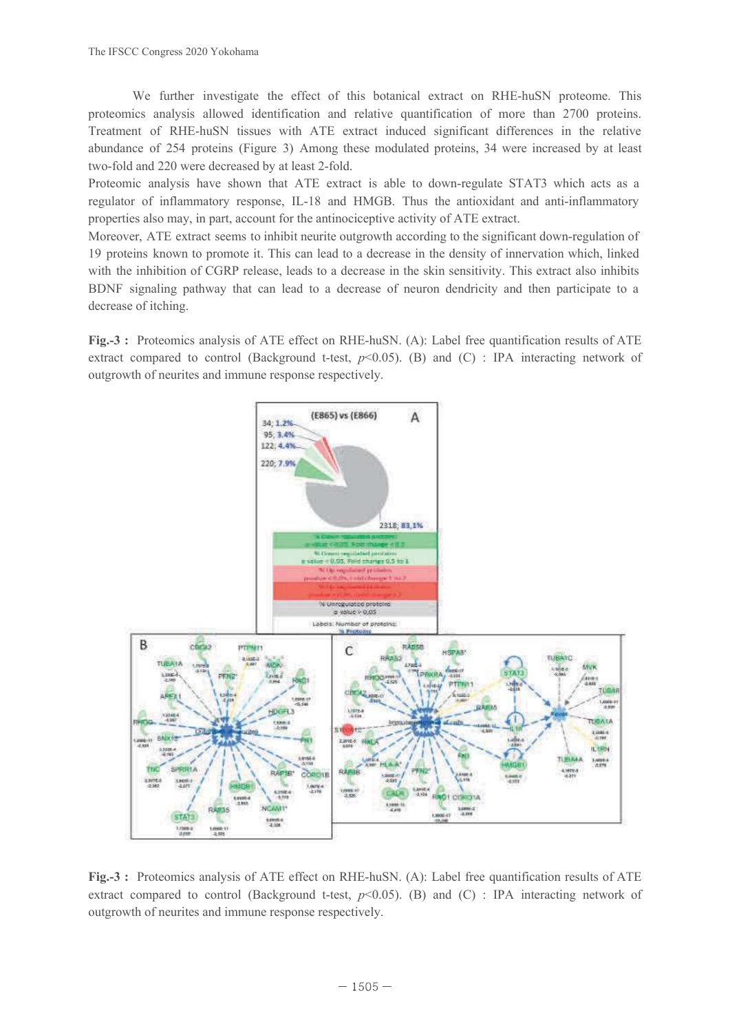We further investigate the effect of this botanical extract on RHE-huSN proteome. This proteomics analysis allowed identification and relative quantification of more than 2700 proteins. Treatment of RHE-huSN tissues with ATE extract induced significant differences in the relative abundance of 254 proteins (Figure 3) Among these modulated proteins, 34 were increased by at least two-fold and 220 were decreased by at least 2-fold.

Proteomic analysis have shown that ATE extract is able to down-regulate STAT3 which acts as a regulator of inflammatory response, IL-18 and HMGB. Thus the antioxidant and anti-inflammatory properties also may, in part, account for the antinociceptive activity of ATE extract.

Moreover, ATE extract seems to inhibit neurite outgrowth according to the significant down-regulation of 19 proteins known to promote it. This can lead to a decrease in the density of innervation which, linked with the inhibition of CGRP release, leads to a decrease in the skin sensitivity. This extract also inhibits BDNF signaling pathway that can lead to a decrease of neuron dendricity and then participate to a decrease of itching.

**Fig.-3 :** Proteomics analysis of ATE effect on RHE-huSN. (A): Label free quantification results of ATE extract compared to control (Background t-test, $p$<0.05). (B) and (C) : IPA interacting network of outgrowth of neurites and immune response respectively.

**Fig.-3 :** Proteomics analysis of ATE effect on RHE-huSN. (A): Label free quantification results of ATE extract compared to control (Background t-test, $p$<0.05). (B) and (C) : IPA interacting network of outgrowth of neurites and immune response respectively.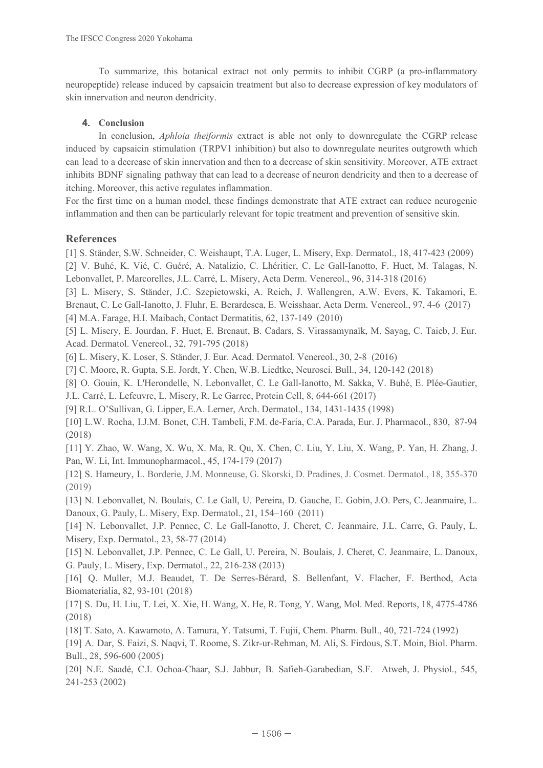To summarize, this botanical extract not only permits to inhibit CGRP (a pro-inflammatory neuropeptide) release induced by capsaicin treatment but also to decrease expression of key modulators of skin innervation and neuron dendricity.

## 4. Conclusion

In conclusion, *Aphloia theiformis* extract is able not only to downregulate the CGRP release induced by capsaicin stimulation (TRPV1 inhibition) but also to downregulate neurites outgrowth which can lead to a decrease of skin innervation and then to a decrease of skin sensitivity. Moreover, ATE extract inhibits BDNF signaling pathway that can lead to a decrease of neuron dendricity and then to a decrease of itching. Moreover, this active regulates inflammation.

For the first time on a human model, these findings demonstrate that ATE extract can reduce neurogenic inflammation and then can be particularly relevant for topic treatment and prevention of sensitive skin.

## References

[1] S. Ständer, S.W. Schneider, C. Weishaupt, T.A. Luger, L. Misery, Exp. Dermatol., 18, 417-423 (2009)

[2] V. Buhé, K. Vié, C. Guéré, A. Natalizio, C. Lhéritier, C. Le Gall-Ianotto, F. Huet, M. Talagas, N. Lebonvallet, P. Marcorelles, J.L. Carré, L. Misery, Acta Derm. Venereol., 96, 314-318 (2016)

[3] L. Misery, S. Ständer, J.C. Szepietowski, A. Reich, J. Wallengren, A.W. Evers, K. Takamori, E. Brenaut, C. Le Gall-Ianotto, J. Fluhr, E. Berardesca, E. Weisshaar, Acta Derm. Venereol., 97, 4-6 (2017)

[4] M.A. Farage, H.I. Maibach, Contact Dermatitis, 62, 137-149 (2010)

[5] L. Misery, E. Jourdan, F. Huet, E. Brenaut, B. Cadars, S. Virassamynaïk, M. Sayag, C. Taieb, J. Eur. Acad. Dermatol. Venereol., 32, 791-795 (2018)

[6] L. Misery, K. Loser, S. Ständer, J. Eur. Acad. Dermatol. Venereol., 30, 2-8 (2016)

[7] C. Moore, R. Gupta, S.E. Jordt, Y. Chen, W.B. Liedtke, Neurosci. Bull., 34, 120-142 (2018)

[8] O. Gouin, K. L'Herondelle, N. Lebonvallet, C. Le Gall-Ianotto, M. Sakka, V. Buhé, E. Plée-Gautier, J.L. Carré, L. Lefeuvre, L. Misery, R. Le Garrec, Protein Cell, 8, 644-661 (2017)

[9] R.L. O'Sullivan, G. Lipper, E.A. Lerner, Arch. Dermatol., 134, 1431-1435 (1998)

[10] L.W. Rocha, I.J.M. Bonet, C.H. Tambeli, F.M. de-Faria, C.A. Parada, Eur. J. Pharmacol., 830, 87-94 (2018)

[11] Y. Zhao, W. Wang, X. Wu, X. Ma, R. Qu, X. Chen, C. Liu, Y. Liu, X. Wang, P. Yan, H. Zhang, J. Pan, W. Li, Int. Immunopharmacol., 45, 174-179 (2017)

[12] S. Hameury, L. Borderie, J.M. Monneuse, G. Skorski, D. Pradines, J. Cosmet. Dermatol., 18, 355-370 (2019)

[13] N. Lebonvallet, N. Boulais, C. Le Gall, U. Pereira, D. Gauche, E. Gobin, J.O. Pers, C. Jeanmaire, L. Danoux, G. Pauly, L. Misery, Exp. Dermatol., 21, 154–160 (2011)

[14] N. Lebonvallet, J.P. Pennec, C. Le Gall-Ianotto, J. Cheret, C. Jeanmaire, J.L. Carre, G. Pauly, L. Misery, Exp. Dermatol., 23, 58-77 (2014)

[15] N. Lebonvallet, J.P. Pennec, C. Le Gall, U. Pereira, N. Boulais, J. Cheret, C. Jeanmaire, L. Danoux, G. Pauly, L. Misery, Exp. Dermatol., 22, 216-238 (2013)

[16] Q. Muller, M.J. Beaudet, T. De Serres-Bérard, S. Bellenfant, V. Flacher, F. Berthod, Acta Biomaterialia, 82, 93-101 (2018)

[17] S. Du, H. Liu, T. Lei, X. Xie, H. Wang, X. He, R. Tong, Y. Wang, Mol. Med. Reports, 18, 4775-4786 (2018)

[18] T. Sato, A. Kawamoto, A. Tamura, Y. Tatsumi, T. Fujii, Chem. Pharm. Bull., 40, 721-724 (1992)

[19] A. Dar, S. Faizi, S. Naqvi, T. Roome, S. Zikr-ur-Rehman, M. Ali, S. Firdous, S.T. Moin, Biol. Pharm. Bull., 28, 596-600 (2005)

[20] N.E. Saadé, C.I. Ochoa-Chaar, S.J. Jabbur, B. Safieh-Garabedian, S.F. Atweh, J. Physiol., 545, 241-253 (2002)